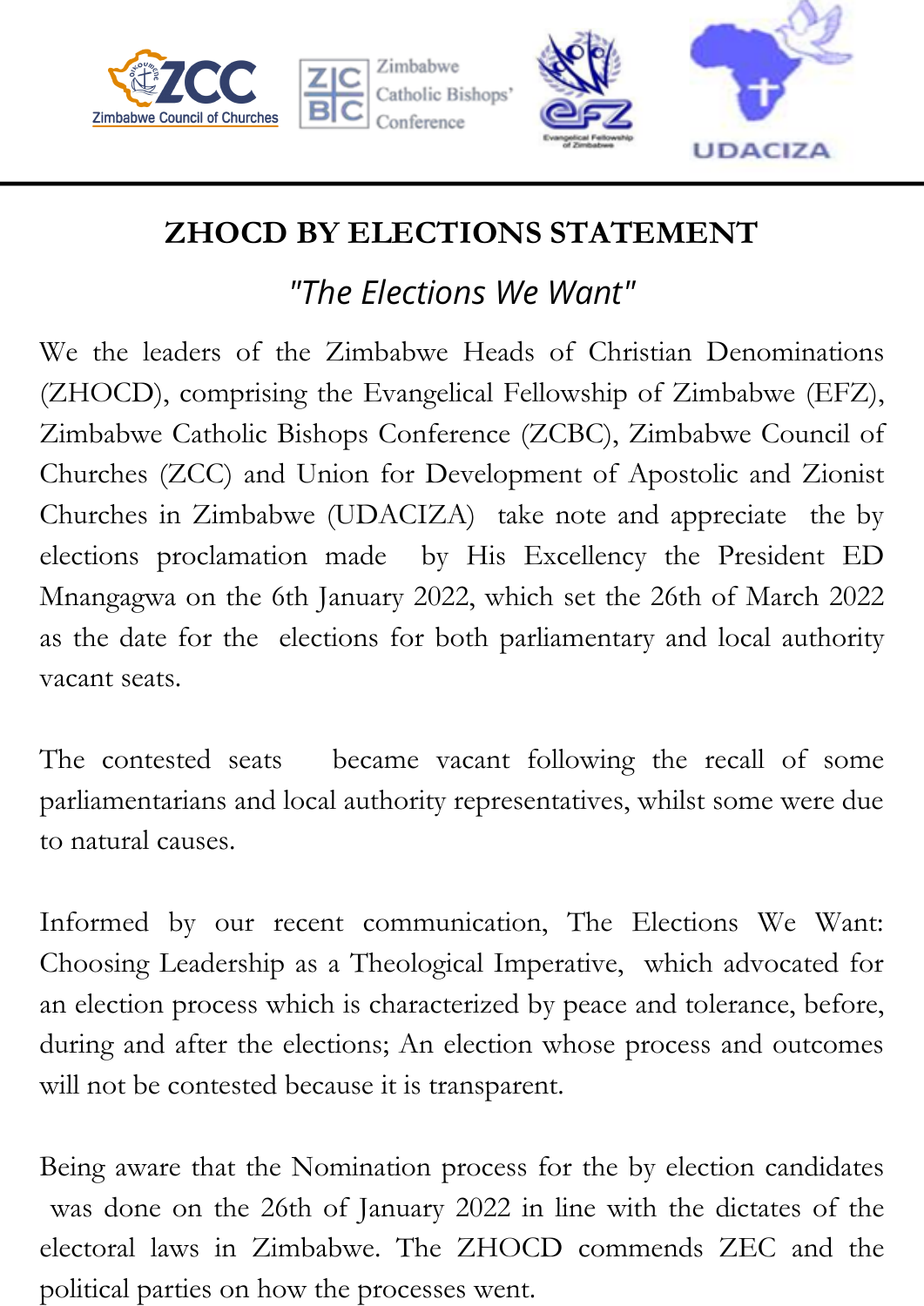# ZHOCD BY ELECTIONS STATEMENT

*"The Elections We Want"*

We the leaders of the Zimbabwe Heads of Christian Denominations (ZHOCD), comprising the Evangelical Fellowship of Zimbabwe (EFZ), Zimbabwe Catholic Bishops Conference (ZCBC), Zimbabwe Council of Churches (ZCC) and Union for Development of Apostolic and Zionist Churches in Zimbabwe (UDACIZA) take note and appreciate the by elections proclamation made by His Excellency the President ED Mnangagwa on the 6th January 2022, which set the 26th of March 2022 as the date for the elections for both parliamentary and local authority vacant seats.

The contested seats became vacant following the recall of some parliamentarians and local authority representatives, whilst some were due to natural causes.

Informed by our recent communication, The Elections We Want: Choosing Leadership as a Theological Imperative, which advocated for an election process which is characterized by peace and tolerance, before, during and after the elections; An election whose process and outcomes will not be contested because it is transparent.

Being aware that the Nomination process for the by election candidates was done on the 26th of January 2022 in line with the dictates of the electoral laws in Zimbabwe. The ZHOCD commends ZEC and the political parties on how the processes went.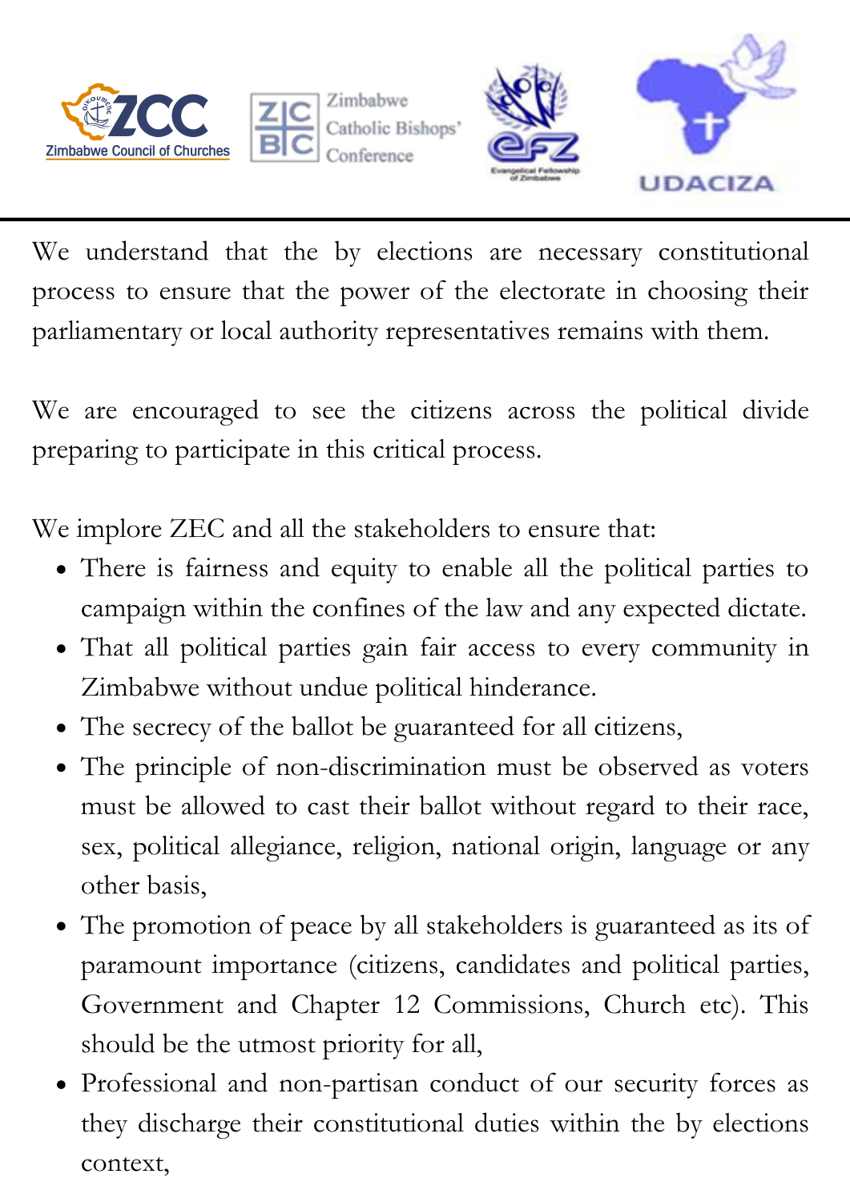We understand that the by elections are necessary constitutional process to ensure that the power of the electorate in choosing their parliamentary or local authority representatives remains with them.

We are encouraged to see the citizens across the political divide preparing to participate in this critical process.

We implore ZEC and all the stakeholders to ensure that:

- There is fairness and equity to enable all the political parties to campaign within the confines of the law and any expected dictate.
- That all political parties gain fair access to every community in Zimbabwe without undue political hinderance.
- The secrecy of the ballot be guaranteed for all citizens,
- The principle of non-discrimination must be observed as voters must be allowed to cast their ballot without regard to their race, sex, political allegiance, religion, national origin, language or any other basis,
- The promotion of peace by all stakeholders is guaranteed as its of paramount importance (citizens, candidates and political parties, Government and Chapter 12 Commissions, Church etc). This should be the utmost priority for all,
- Professional and non-partisan conduct of our security forces as they discharge their constitutional duties within the by elections context,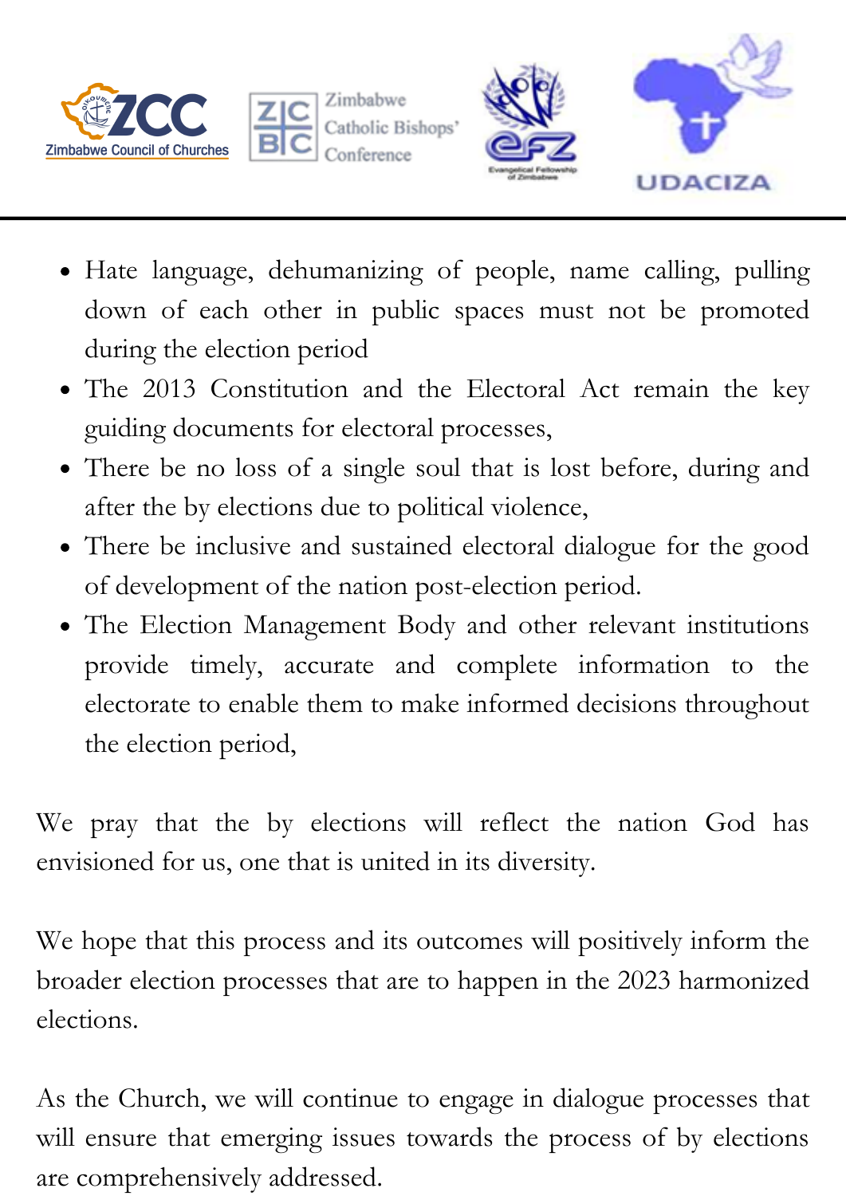- Hate language, dehumanizing of people, name calling, pulling down of each other in public spaces must not be promoted during the election period
- The 2013 Constitution and the Electoral Act remain the key guiding documents for electoral processes,
- There be no loss of a single soul that is lost before, during and after the by elections due to political violence,
- There be inclusive and sustained electoral dialogue for the good of development of the nation post-election period.
- The Election Management Body and other relevant institutions provide timely, accurate and complete information to the electorate to enable them to make informed decisions throughout the election period,

We pray that the by elections will reflect the nation God has envisioned for us, one that is united in its diversity.

We hope that this process and its outcomes will positively inform the broader election processes that are to happen in the 2023 harmonized elections.

As the Church, we will continue to engage in dialogue processes that will ensure that emerging issues towards the process of by elections are comprehensively addressed.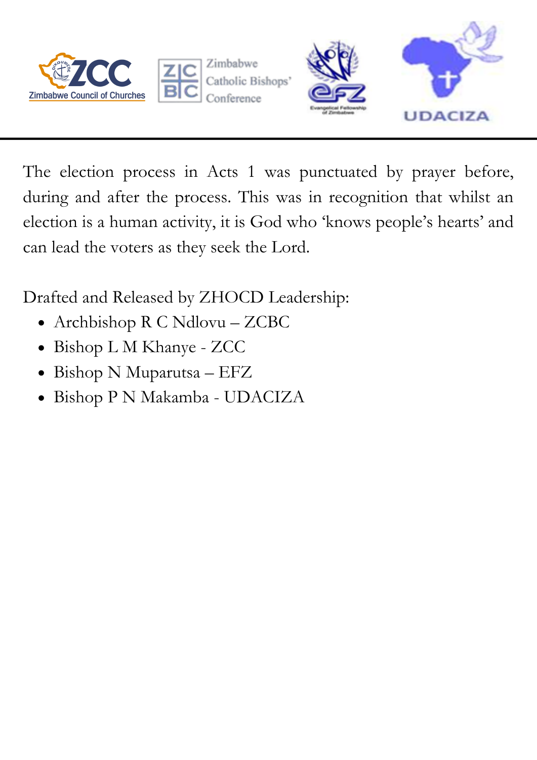The election process in Acts 1 was punctuated by prayer before, during and after the process. This was in recognition that whilst an election is a human activity, it is God who 'knows people's hearts' and can lead the voters as they seek the Lord.

Drafted and Released by ZHOCD Leadership:

- Archbishop R C Ndlovu – ZCBC
- Bishop L M Khanye - ZCC
- Bishop N Muparutsa – EFZ
- Bishop P N Makamba - UDACIZA